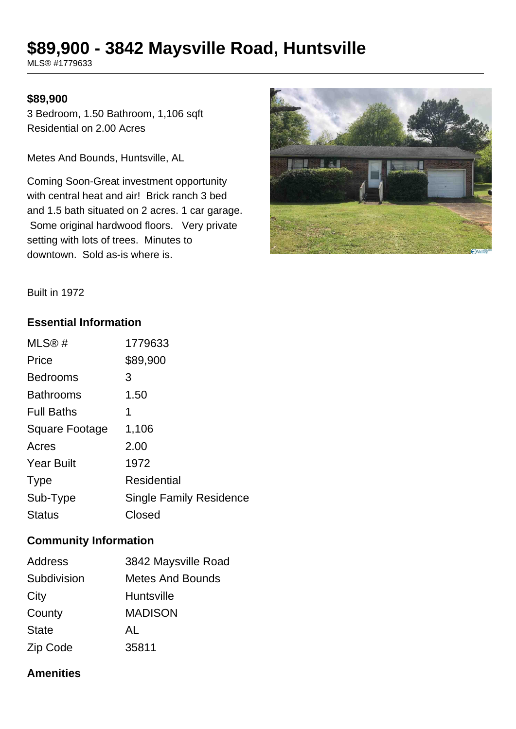# $89,900 - 3842 Maysville Road, Huntsville

MLS® #1779633

**$89,900**

3 Bedroom, 1.50 Bathroom, 1,106 sqft

Residential on 2.00 Acres

Metes And Bounds, Huntsville, AL

Coming Soon-Great investment opportunity with central heat and air! Brick ranch 3 bed and 1.5 bath situated on 2 acres. 1 car garage. Some original hardwood floors. Very private setting with lots of trees. Minutes to downtown. Sold as-is where is.

Built in 1972

## Essential Information

| | |
|---|---|
| MLS® # | 1779633 |
| Price | $89,900 |
| Bedrooms | 3 |
| Bathrooms | 1.50 |
| Full Baths | 1 |
| Square Footage | 1,106 |
| Acres | 2.00 |
| Year Built | 1972 |
| Type | Residential |
| Sub-Type | Single Family Residence |
| Status | Closed |

## Community Information

| | |
|---|---|
| Address | 3842 Maysville Road |
| Subdivision | Metes And Bounds |
| City | Huntsville |
| County | MADISON |
| State | AL |
| Zip Code | 35811 |

## Amenities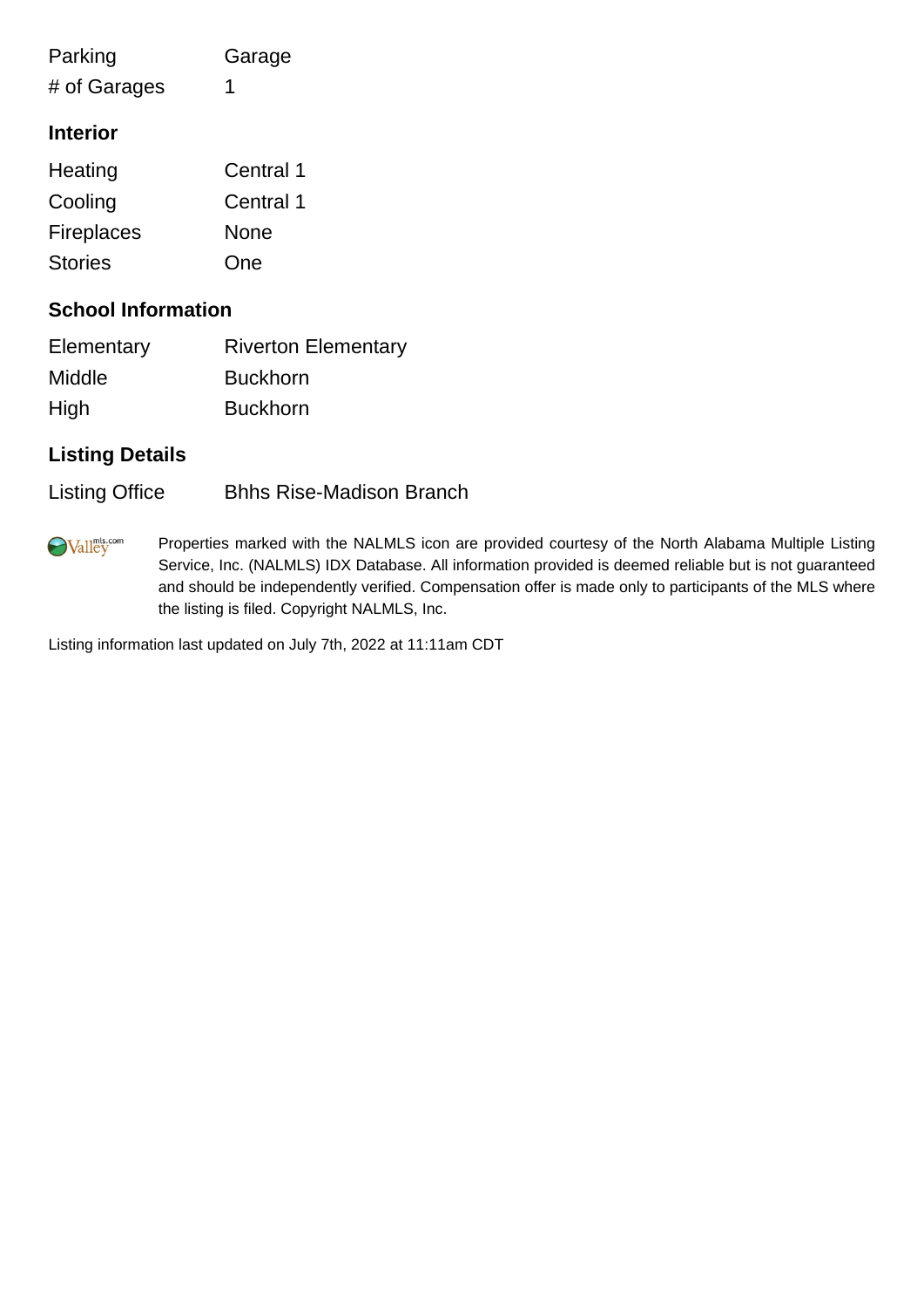| | |
|---|---|
| Parking | Garage |
| # of Garages | 1 |

### Interior

| | |
|---|---|
| Heating | Central 1 |
| Cooling | Central 1 |
| Fireplaces | None |
| Stories | One |

### School Information

| | |
|---|---|
| Elementary | Riverton Elementary |
| Middle | Buckhorn |
| High | Buckhorn |

### Listing Details

| | |
|---|---|
| Listing Office | Bhhs Rise-Madison Branch |

Properties marked with the NALMLS icon are provided courtesy of the North Alabama Multiple Listing Service, Inc. (NALMLS) IDX Database. All information provided is deemed reliable but is not guaranteed and should be independently verified. Compensation offer is made only to participants of the MLS where the listing is filed. Copyright NALMLS, Inc.

Listing information last updated on July 7th, 2022 at 11:11am CDT